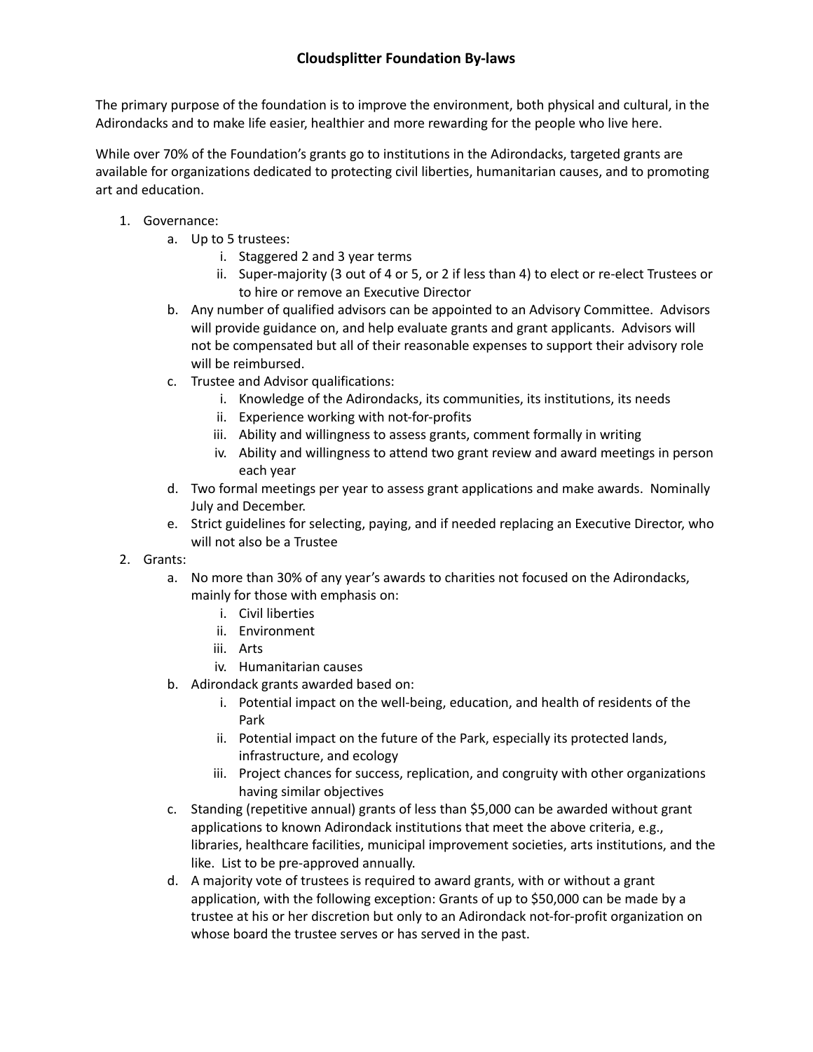# Cloudsplitter Foundation By-laws

The primary purpose of the foundation is to improve the environment, both physical and cultural, in the Adirondacks and to make life easier, healthier and more rewarding for the people who live here.

While over 70% of the Foundation's grants go to institutions in the Adirondacks, targeted grants are available for organizations dedicated to protecting civil liberties, humanitarian causes, and to promoting art and education.

1. Governance:
    a. Up to 5 trustees:
        i. Staggered 2 and 3 year terms
        ii. Super-majority (3 out of 4 or 5, or 2 if less than 4) to elect or re-elect Trustees or to hire or remove an Executive Director
    b. Any number of qualified advisors can be appointed to an Advisory Committee. Advisors will provide guidance on, and help evaluate grants and grant applicants. Advisors will not be compensated but all of their reasonable expenses to support their advisory role will be reimbursed.
    c. Trustee and Advisor qualifications:
        i. Knowledge of the Adirondacks, its communities, its institutions, its needs
        ii. Experience working with not-for-profits
        iii. Ability and willingness to assess grants, comment formally in writing
        iv. Ability and willingness to attend two grant review and award meetings in person each year
    d. Two formal meetings per year to assess grant applications and make awards. Nominally July and December.
    e. Strict guidelines for selecting, paying, and if needed replacing an Executive Director, who will not also be a Trustee
2. Grants:
    a. No more than 30% of any year's awards to charities not focused on the Adirondacks, mainly for those with emphasis on:
        i. Civil liberties
        ii. Environment
        iii. Arts
        iv. Humanitarian causes
    b. Adirondack grants awarded based on:
        i. Potential impact on the well-being, education, and health of residents of the Park
        ii. Potential impact on the future of the Park, especially its protected lands, infrastructure, and ecology
        iii. Project chances for success, replication, and congruity with other organizations having similar objectives
    c. Standing (repetitive annual) grants of less than $5,000 can be awarded without grant applications to known Adirondack institutions that meet the above criteria, e.g., libraries, healthcare facilities, municipal improvement societies, arts institutions, and the like. List to be pre-approved annually.
    d. A majority vote of trustees is required to award grants, with or without a grant application, with the following exception: Grants of up to $50,000 can be made by a trustee at his or her discretion but only to an Adirondack not-for-profit organization on whose board the trustee serves or has served in the past.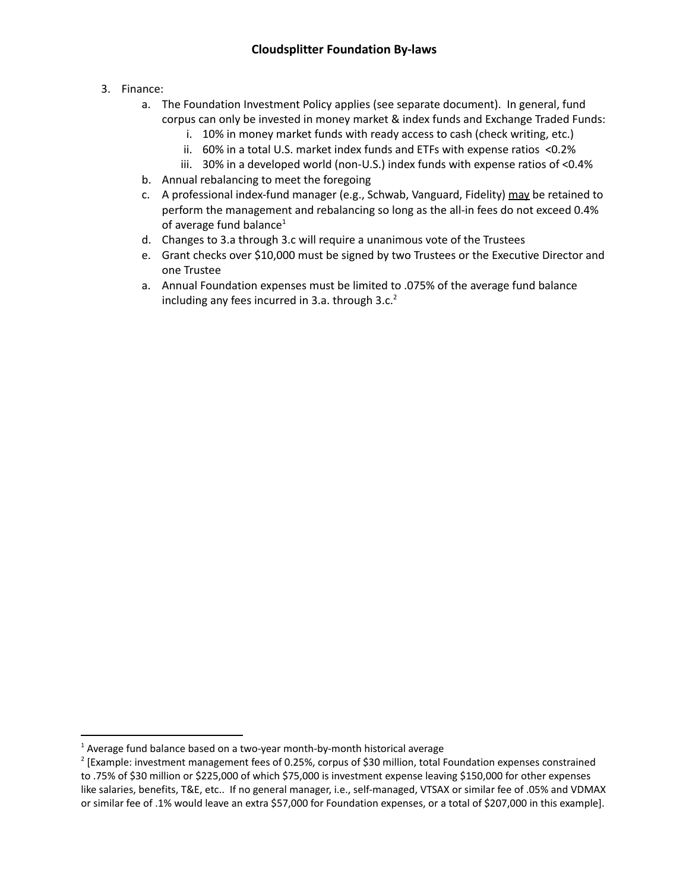**Cloudsplitter Foundation By-laws**

3. Finance:
   a. The Foundation Investment Policy applies (see separate document). In general, fund corpus can only be invested in money market & index funds and Exchange Traded Funds:
      i. 10% in money market funds with ready access to cash (check writing, etc.)
      ii. 60% in a total U.S. market index funds and ETFs with expense ratios <0.2%
      iii. 30% in a developed world (non-U.S.) index funds with expense ratios of <0.4%
   b. Annual rebalancing to meet the foregoing
   c. A professional index-fund manager (e.g., Schwab, Vanguard, Fidelity) <u>may</u> be retained to perform the management and rebalancing so long as the all-in fees do not exceed 0.4% of average fund balance[1]
   d. Changes to 3.a through 3.c will require a unanimous vote of the Trustees
   e. Grant checks over $10,000 must be signed by two Trustees or the Executive Director and one Trustee
   a. Annual Foundation expenses must be limited to .075% of the average fund balance including any fees incurred in 3.a. through 3.c.[2]

---

[1] Average fund balance based on a two-year month-by-month historical average

[2] [Example: investment management fees of 0.25%, corpus of $30 million, total Foundation expenses constrained to .75% of $30 million or $225,000 of which $75,000 is investment expense leaving $150,000 for other expenses like salaries, benefits, T&E, etc.. If no general manager, i.e., self-managed, VTSAX or similar fee of .05% and VDMAX or similar fee of .1% would leave an extra $57,000 for Foundation expenses, or a total of $207,000 in this example].